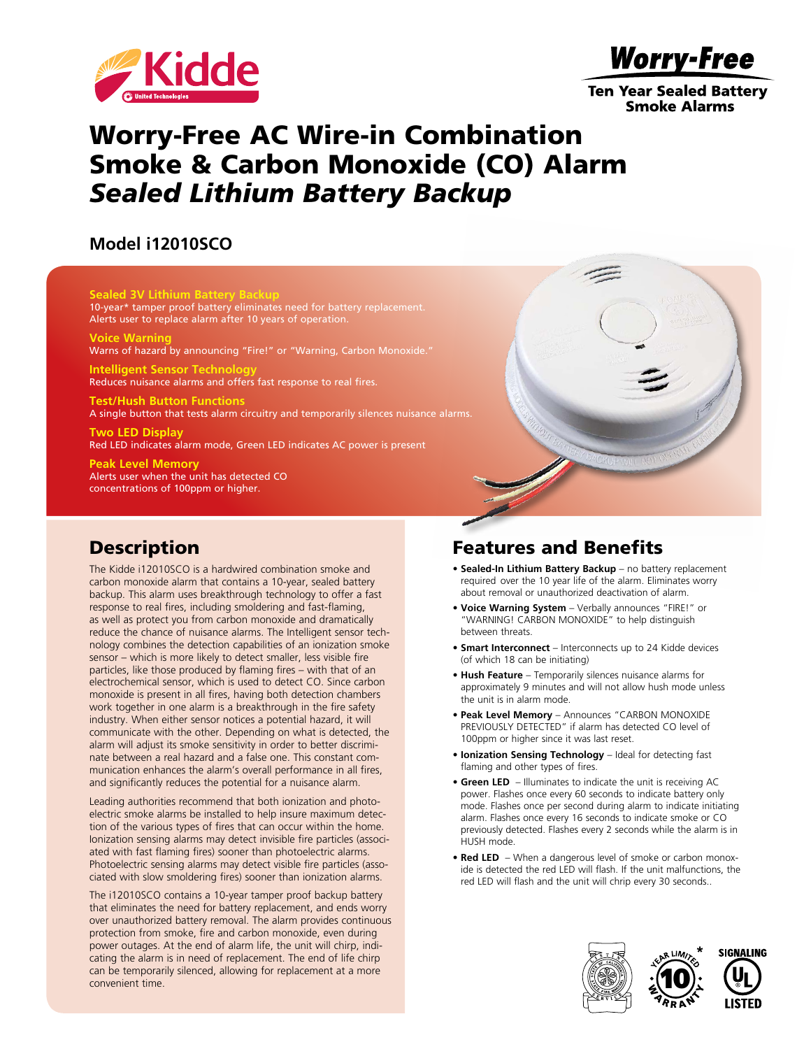Kidde

United Technologies

**Worry-Free**

**Ten Year Sealed Battery Smoke Alarms**

# Worry-Free AC Wire-in Combination Smoke & Carbon Monoxide (CO) Alarm *Sealed Lithium Battery Backup*

## Model i12010SCO

**Sealed 3V Lithium Battery Backup**
10-year* tamper proof battery eliminates need for battery replacement. Alerts user to replace alarm after 10 years of operation.

**Voice Warning**
Warns of hazard by announcing "Fire!" or "Warning, Carbon Monoxide."

**Intelligent Sensor Technology**
Reduces nuisance alarms and offers fast response to real fires.

**Test/Hush Button Functions**
A single button that tests alarm circuitry and temporarily silences nuisance alarms.

**Two LED Display**
Red LED indicates alarm mode, Green LED indicates AC power is present

**Peak Level Memory**
Alerts user when the unit has detected CO concentrations of 100ppm or higher.

## Description

The Kidde i12010SCO is a hardwired combination smoke and carbon monoxide alarm that contains a 10-year, sealed battery backup. This alarm uses breakthrough technology to offer a fast response to real fires, including smoldering and fast-flaming, as well as protect you from carbon monoxide and dramatically reduce the chance of nuisance alarms. The Intelligent sensor technology combines the detection capabilities of an ionization smoke sensor – which is more likely to detect smaller, less visible fire particles, like those produced by flaming fires – with that of an electrochemical sensor, which is used to detect CO. Since carbon monoxide is present in all fires, having both detection chambers work together in one alarm is a breakthrough in the fire safety industry. When either sensor notices a potential hazard, it will communicate with the other. Depending on what is detected, the alarm will adjust its smoke sensitivity in order to better discriminate between a real hazard and a false one. This constant communication enhances the alarm's overall performance in all fires, and significantly reduces the potential for a nuisance alarm.

Leading authorities recommend that both ionization and photoelectric smoke alarms be installed to help insure maximum detection of the various types of fires that can occur within the home. Ionization sensing alarms may detect invisible fire particles (associated with fast flaming fires) sooner than photoelectric alarms. Photoelectric sensing alarms may detect visible fire particles (associated with slow smoldering fires) sooner than ionization alarms.

The i12010SCO contains a 10-year tamper proof backup battery that eliminates the need for battery replacement, and ends worry over unauthorized battery removal. The alarm provides continuous protection from smoke, fire and carbon monoxide, even during power outages. At the end of alarm life, the unit will chirp, indicating the alarm is in need of replacement. The end of life chirp can be temporarily silenced, allowing for replacement at a more convenient time.

## Features and Benefits

- **Sealed-In Lithium Battery Backup** – no battery replacement required over the 10 year life of the alarm. Eliminates worry about removal or unauthorized deactivation of alarm.
- **Voice Warning System** – Verbally announces "FIRE!" or "WARNING! CARBON MONOXIDE" to help distinguish between threats.
- **Smart Interconnect** – Interconnects up to 24 Kidde devices (of which 18 can be initiating)
- **Hush Feature** – Temporarily silences nuisance alarms for approximately 9 minutes and will not allow hush mode unless the unit is in alarm mode.
- **Peak Level Memory** – Announces "CARBON MONOXIDE PREVIOUSLY DETECTED" if alarm has detected CO level of 100ppm or higher since it was last reset.
- **Ionization Sensing Technology** – Ideal for detecting fast flaming and other types of fires.
- **Green LED** – Illuminates to indicate the unit is receiving AC power. Flashes once every 60 seconds to indicate battery only mode. Flashes once per second during alarm to indicate initiating alarm. Flashes once every 16 seconds to indicate smoke or CO previously detected. Flashes every 2 seconds while the alarm is in HUSH mode.
- **Red LED** – When a dangerous level of smoke or carbon monoxide is detected the red LED will flash. If the unit malfunctions, the red LED will flash and the unit will chrip every 30 seconds..

10 YEAR LIMITED WARRANTY*

SIGNALING UL LISTED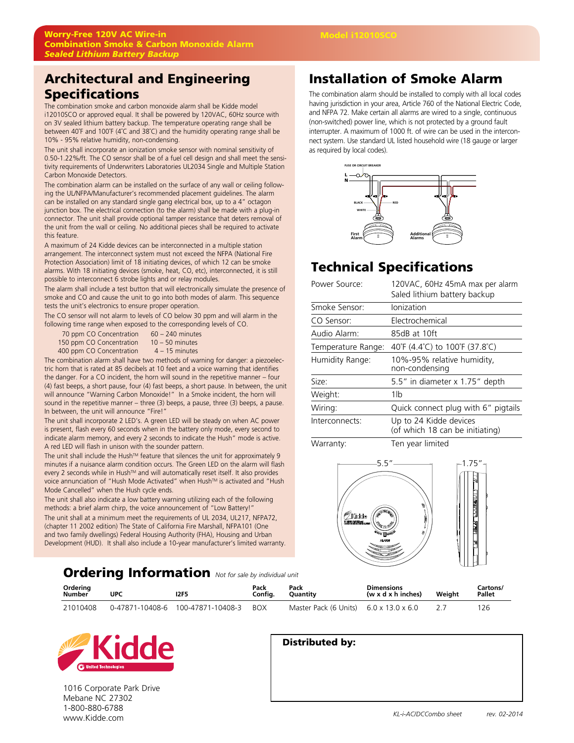**Worry-Free 120V AC Wire-in**
**Combination Smoke & Carbon Monoxide Alarm**
***Sealed Lithium Battery Backup***

**Model i12010SCO**

## Architectural and Engineering Specifications

The combination smoke and carbon monoxide alarm shall be Kidde model i12010SCO or approved equal. It shall be powered by 120VAC, 60Hz source with on 3V sealed lithium battery backup. The temperature operating range shall be between 40˚F and 100˚F (4˚C and 38˚C) and the humidity operating range shall be 10% - 95% relative humidity, non-condensing.

The unit shall incorporate an ionization smoke sensor with nominal sensitivity of 0.50-1.22%/ft. The CO sensor shall be of a fuel cell design and shall meet the sensitivity requirements of Underwriters Laboratories UL2034 Single and Multiple Station Carbon Monoxide Detectors.

The combination alarm can be installed on the surface of any wall or ceiling following the UL/NFPA/Manufacturer's recommended placement guidelines. The alarm can be installed on any standard single gang electrical box, up to a 4" octagon junction box. The electrical connection (to the alarm) shall be made with a plug-in connector. The unit shall provide optional tamper resistance that deters removal of the unit from the wall or ceiling. No additional pieces shall be required to activate this feature.

A maximum of 24 Kidde devices can be interconnected in a multiple station arrangement. The interconnect system must not exceed the NFPA (National Fire Protection Association) limit of 18 initiating devices, of which 12 can be smoke alarms. With 18 initiating devices (smoke, heat, CO, etc), interconnected, it is still possible to interconnect 6 strobe lights and or relay modules.

The alarm shall include a test button that will electronically simulate the presence of smoke and CO and cause the unit to go into both modes of alarm. This sequence tests the unit's electronics to ensure proper operation.

The CO sensor will not alarm to levels of CO below 30 ppm and will alarm in the following time range when exposed to the corresponding levels of CO.

| | |
|---|---|
| 70 ppm CO Concentration | 60 – 240 minutes |
| 150 ppm CO Concentration | 10 – 50 minutes |
| 400 ppm CO Concentration | 4 – 15 minutes |

The combination alarm shall have two methods of warning for danger: a piezoelectric horn that is rated at 85 decibels at 10 feet and a voice warning that identifies the danger. For a CO incident, the horn will sound in the repetitive manner – four (4) fast beeps, a short pause, four (4) fast beeps, a short pause. In between, the unit will announce "Warning Carbon Monoxide!" In a Smoke incident, the horn will sound in the repetitive manner – three (3) beeps, a pause, three (3) beeps, a pause. In between, the unit will announce "Fire!"

The unit shall incorporate 2 LED's. A green LED will be steady on when AC power is present, flash every 60 seconds when in the battery only mode, every second to indicate alarm memory, and every 2 seconds to indicate the Hush" mode is active. A red LED will flash in unison with the sounder pattern.

The unit shall include the Hush™ feature that silences the unit for approximately 9 minutes if a nuisance alarm condition occurs. The Green LED on the alarm will flash every 2 seconds while in Hush™ and will automatically reset itself. It also provides voice annunciation of "Hush Mode Activated" when Hush™ is activated and "Hush Mode Cancelled" when the Hush cycle ends.

The unit shall also indicate a low battery warning utilizing each of the following methods: a brief alarm chirp, the voice announcement of "Low Battery!"

The unit shall at a minimum meet the requirements of UL 2034, UL217, NFPA72, (chapter 11 2002 edition) The State of California Fire Marshall, NFPA101 (One and two family dwellings) Federal Housing Authority (FHA), Housing and Urban Development (HUD). It shall also include a 10-year manufacturer's limited warranty.

## Installation of Smoke Alarm

The combination alarm should be installed to comply with all local codes having jurisdiction in your area, Article 760 of the National Electric Code, and NFPA 72. Make certain all alarms are wired to a single, continuous (non-switched) power line, which is not protected by a ground fault interrupter. A maximum of 1000 ft. of wire can be used in the interconnect system. Use standard UL listed household wire (18 gauge or larger as required by local codes).

FUSE OR CIRCUIT BREAKER
L
N
BLACK
RED
WHITE
First Alarm
Additional Alarms

## Technical Specifications

| | |
|---|---|
| Power Source: | 120VAC, 60Hz 45mA max per alarm Saled lithium battery backup |
| Smoke Sensor: | Ionization |
| CO Sensor: | Electrochemical |
| Audio Alarm: | 85dB at 10ft |
| Temperature Range: | 40˚F (4.4˚C) to 100˚F (37.8˚C) |
| Humidity Range: | 10%-95% relative humidity, non-condensing |
| Size: | 5.5" in diameter x 1.75" depth |
| Weight: | 1lb |
| Wiring: | Quick connect plug with 6" pigtails |
| Interconnects: | Up to 24 Kidde devices (of which 18 can be initiating) |
| Warranty: | Ten year limited |

5.5"
1.75"

## Ordering Information *Not for sale by individual unit*

| Ordering Number | UPC | I2F5 | Pack Config. | Pack Quantity | Dimensions (w x d x h inches) | Weight | Cartons/ Pallet |
|---|---|---|---|---|---|---|---|
| 21010408 | 0-47871-10408-6 | 100-47871-10408-3 | BOX | Master Pack (6 Units) | 6.0 x 13.0 x 6.0 | 2.7 | 126 |

Kidde
United Technologies

1016 Corporate Park Drive
Mebane NC 27302
1-800-880-6788
www.Kidde.com

**Distributed by:**

KL-i-ACIDCCombo sheet    rev. 02-2014